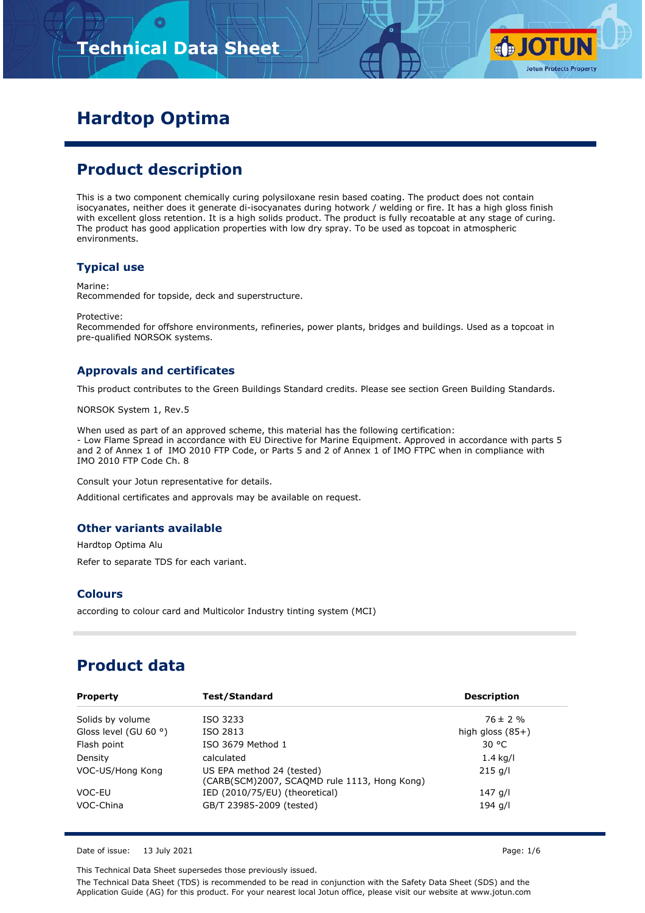# Hardtop Optima

## Product description

This is a two component chemically curing polysiloxane resin based coating. The product does not contain isocyanates, neither does it generate di-isocyanates during hotwork / welding or fire. It has a high gloss finish with excellent gloss retention. It is a high solids product. The product is fully recoatable at any stage of curing. The product has good application properties with low dry spray. To be used as topcoat in atmospheric environments.

### Typical use

Marine:
Recommended for topside, deck and superstructure.

Protective:
Recommended for offshore environments, refineries, power plants, bridges and buildings. Used as a topcoat in pre-qualified NORSOK systems.

### Approvals and certificates

This product contributes to the Green Buildings Standard credits. Please see section Green Building Standards.

NORSOK System 1, Rev.5

When used as part of an approved scheme, this material has the following certification:
- Low Flame Spread in accordance with EU Directive for Marine Equipment. Approved in accordance with parts 5 and 2 of Annex 1 of IMO 2010 FTP Code, or Parts 5 and 2 of Annex 1 of IMO FTPC when in compliance with IMO 2010 FTP Code Ch. 8

Consult your Jotun representative for details.

Additional certificates and approvals may be available on request.

### Other variants available

Hardtop Optima Alu

Refer to separate TDS for each variant.

### Colours

according to colour card and Multicolor Industry tinting system (MCI)

## Product data

| Property | Test/Standard | Description |
|---|---|---|
| Solids by volume | ISO 3233 | 76 ± 2 % |
| Gloss level (GU 60 °) | ISO 2813 | high gloss (85+) |
| Flash point | ISO 3679 Method 1 | 30 °C |
| Density | calculated | 1.4 kg/l |
| VOC-US/Hong Kong | US EPA method 24 (tested) (CARB(SCM)2007, SCAQMD rule 1113, Hong Kong) | 215 g/l |
| VOC-EU | IED (2010/75/EU) (theoretical) | 147 g/l |
| VOC-China | GB/T 23985-2009 (tested) | 194 g/l |

Date of issue: 13 July 2021

This Technical Data Sheet supersedes those previously issued.

The Technical Data Sheet (TDS) is recommended to be read in conjunction with the Safety Data Sheet (SDS) and the Application Guide (AG) for this product. For your nearest local Jotun office, please visit our website at www.jotun.com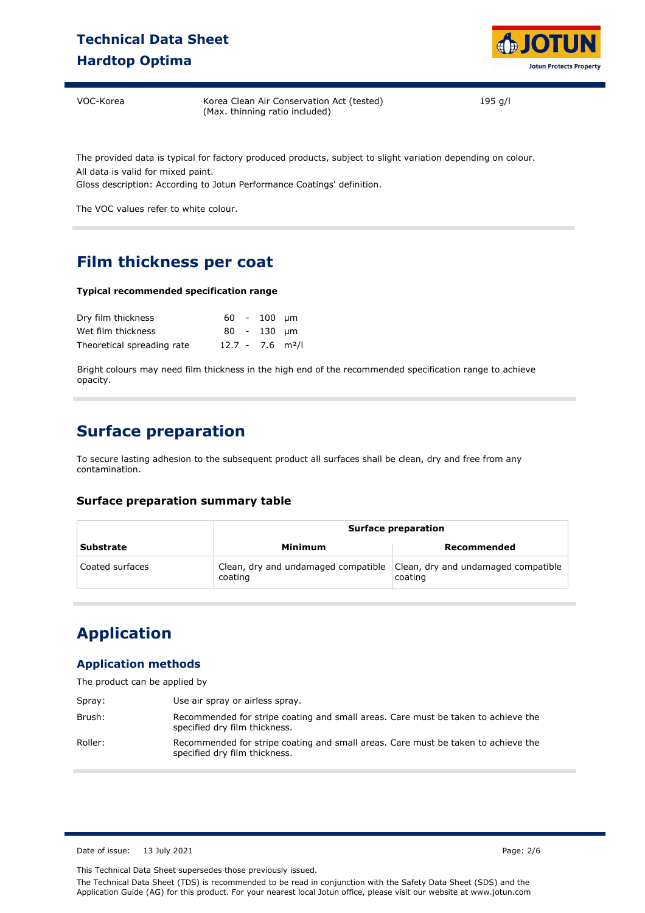| VOC-Korea | Korea Clean Air Conservation Act (tested) (Max. thinning ratio included) | 195 g/l |
|---|---|---|

The provided data is typical for factory produced products, subject to slight variation depending on colour.
All data is valid for mixed paint.
Gloss description: According to Jotun Performance Coatings' definition.

The VOC values refer to white colour.

## Film thickness per coat

**Typical recommended specification range**

| | | | |
|---|---|---|---|
| Dry film thickness | 60 - | 100 | μm |
| Wet film thickness | 80 - | 130 | μm |
| Theoretical spreading rate | 12.7 - | 7.6 | m²/l |

Bright colours may need film thickness in the high end of the recommended specification range to achieve opacity.

## Surface preparation

To secure lasting adhesion to the subsequent product all surfaces shall be clean, dry and free from any contamination.

### Surface preparation summary table

| | Surface preparation | |
|---|---|---|
| **Substrate** | **Minimum** | **Recommended** |
| Coated surfaces | Clean, dry and undamaged compatible coating | Clean, dry and undamaged compatible coating |

## Application

### Application methods

The product can be applied by

Spray: Use air spray or airless spray.

Brush: Recommended for stripe coating and small areas. Care must be taken to achieve the specified dry film thickness.

Roller: Recommended for stripe coating and small areas. Care must be taken to achieve the specified dry film thickness.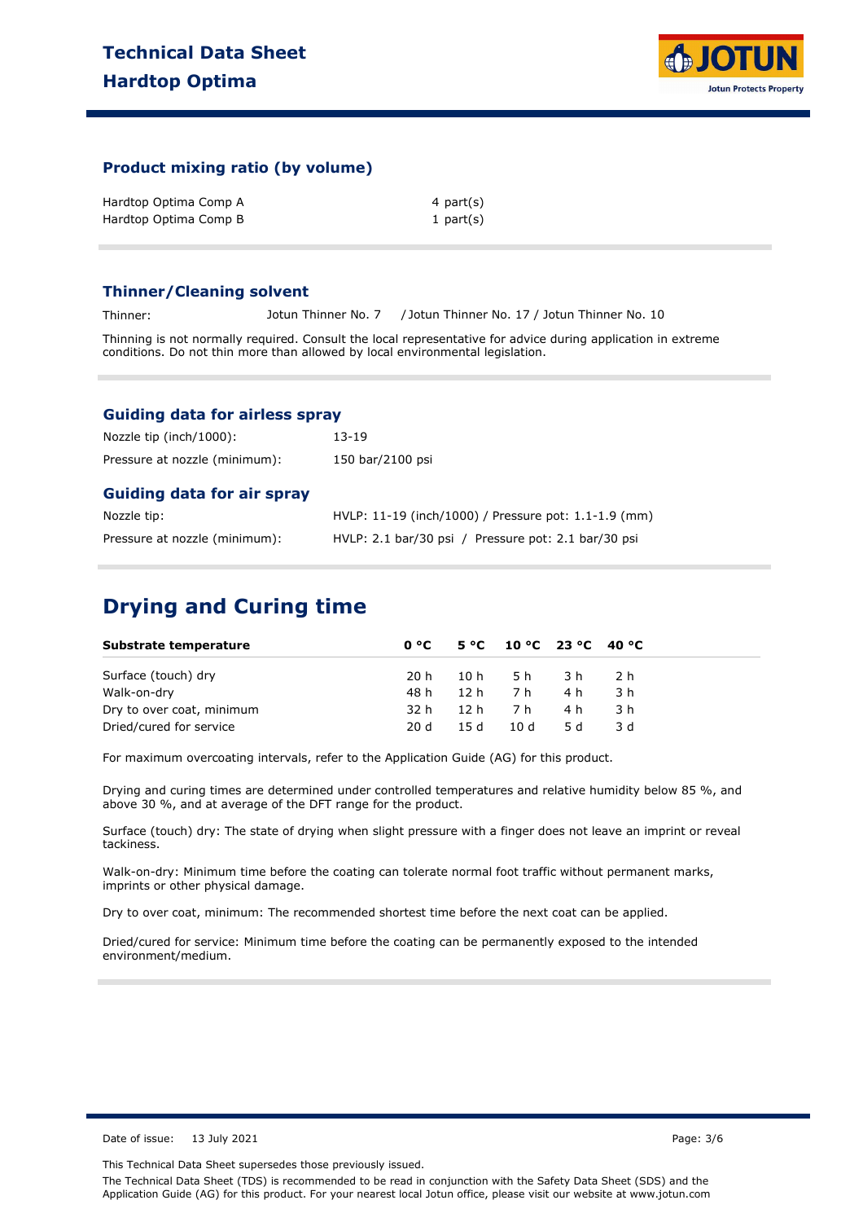### Product mixing ratio (by volume)

| | |
|---|---|
| Hardtop Optima Comp A | 4 part(s) |
| Hardtop Optima Comp B | 1 part(s) |

### Thinner/Cleaning solvent

Thinner: Jotun Thinner No. 7 / Jotun Thinner No. 17 / Jotun Thinner No. 10

Thinning is not normally required. Consult the local representative for advice during application in extreme conditions. Do not thin more than allowed by local environmental legislation.

### Guiding data for airless spray

| | |
|---|---|
| Nozzle tip (inch/1000): | 13-19 |
| Pressure at nozzle (minimum): | 150 bar/2100 psi |

### Guiding data for air spray

| | |
|---|---|
| Nozzle tip: | HVLP: 11-19 (inch/1000) / Pressure pot: 1.1-1.9 (mm) |
| Pressure at nozzle (minimum): | HVLP: 2.1 bar/30 psi / Pressure pot: 2.1 bar/30 psi |

## Drying and Curing time

| Substrate temperature | 0 °C | 5 °C | 10 °C | 23 °C | 40 °C |
|---|---|---|---|---|---|
| Surface (touch) dry | 20 h | 10 h | 5 h | 3 h | 2 h |
| Walk-on-dry | 48 h | 12 h | 7 h | 4 h | 3 h |
| Dry to over coat, minimum | 32 h | 12 h | 7 h | 4 h | 3 h |
| Dried/cured for service | 20 d | 15 d | 10 d | 5 d | 3 d |

For maximum overcoating intervals, refer to the Application Guide (AG) for this product.

Drying and curing times are determined under controlled temperatures and relative humidity below 85 %, and above 30 %, and at average of the DFT range for the product.

Surface (touch) dry: The state of drying when slight pressure with a finger does not leave an imprint or reveal tackiness.

Walk-on-dry: Minimum time before the coating can tolerate normal foot traffic without permanent marks, imprints or other physical damage.

Dry to over coat, minimum: The recommended shortest time before the next coat can be applied.

Dried/cured for service: Minimum time before the coating can be permanently exposed to the intended environment/medium.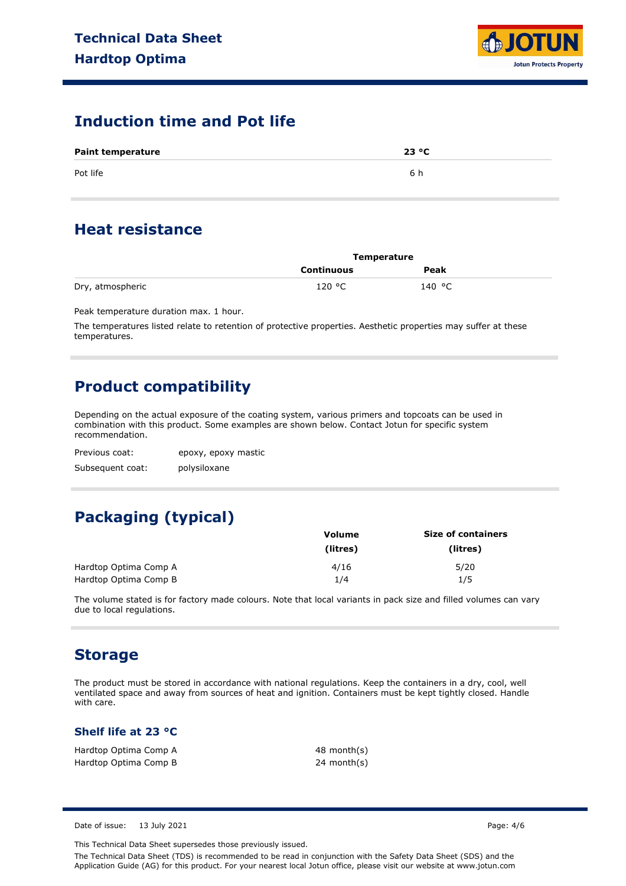## Induction time and Pot life

| Paint temperature | 23 °C |
|---|---|
| Pot life | 6 h |

## Heat resistance

| | Temperature | |
|---|---|---|
| | Continuous | Peak |
| Dry, atmospheric | 120 °C | 140 °C |

Peak temperature duration max. 1 hour.

The temperatures listed relate to retention of protective properties. Aesthetic properties may suffer at these temperatures.

## Product compatibility

Depending on the actual exposure of the coating system, various primers and topcoats can be used in combination with this product. Some examples are shown below. Contact Jotun for specific system recommendation.

Previous coat: epoxy, epoxy mastic

Subsequent coat: polysiloxane

## Packaging (typical)

| | Volume (litres) | Size of containers (litres) |
|---|---|---|
| Hardtop Optima Comp A | 4/16 | 5/20 |
| Hardtop Optima Comp B | 1/4 | 1/5 |

The volume stated is for factory made colours. Note that local variants in pack size and filled volumes can vary due to local regulations.

## Storage

The product must be stored in accordance with national regulations. Keep the containers in a dry, cool, well ventilated space and away from sources of heat and ignition. Containers must be kept tightly closed. Handle with care.

### Shelf life at 23 °C

| | |
|---|---|
| Hardtop Optima Comp A | 48 month(s) |
| Hardtop Optima Comp B | 24 month(s) |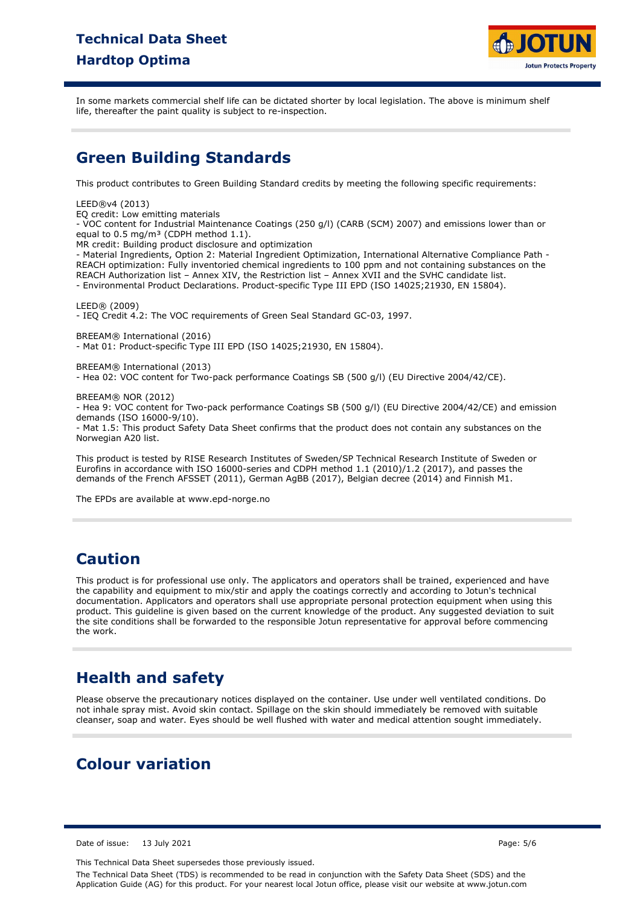In some markets commercial shelf life can be dictated shorter by local legislation. The above is minimum shelf life, thereafter the paint quality is subject to re-inspection.

## Green Building Standards

This product contributes to Green Building Standard credits by meeting the following specific requirements:

LEED®v4 (2013)
EQ credit: Low emitting materials
- VOC content for Industrial Maintenance Coatings (250 g/l) (CARB (SCM) 2007) and emissions lower than or equal to 0.5 mg/m³ (CDPH method 1.1).
MR credit: Building product disclosure and optimization
- Material Ingredients, Option 2: Material Ingredient Optimization, International Alternative Compliance Path - REACH optimization: Fully inventoried chemical ingredients to 100 ppm and not containing substances on the REACH Authorization list – Annex XIV, the Restriction list – Annex XVII and the SVHC candidate list.
- Environmental Product Declarations. Product-specific Type III EPD (ISO 14025;21930, EN 15804).

LEED® (2009)
- IEQ Credit 4.2: The VOC requirements of Green Seal Standard GC-03, 1997.

BREEAM® International (2016)
- Mat 01: Product-specific Type III EPD (ISO 14025;21930, EN 15804).

BREEAM® International (2013)
- Hea 02: VOC content for Two-pack performance Coatings SB (500 g/l) (EU Directive 2004/42/CE).

BREEAM® NOR (2012)
- Hea 9: VOC content for Two-pack performance Coatings SB (500 g/l) (EU Directive 2004/42/CE) and emission demands (ISO 16000-9/10).
- Mat 1.5: This product Safety Data Sheet confirms that the product does not contain any substances on the Norwegian A20 list.

This product is tested by RISE Research Institutes of Sweden/SP Technical Research Institute of Sweden or Eurofins in accordance with ISO 16000-series and CDPH method 1.1 (2010)/1.2 (2017), and passes the demands of the French AFSSET (2011), German AgBB (2017), Belgian decree (2014) and Finnish M1.

The EPDs are available at www.epd-norge.no

## Caution

This product is for professional use only. The applicators and operators shall be trained, experienced and have the capability and equipment to mix/stir and apply the coatings correctly and according to Jotun's technical documentation. Applicators and operators shall use appropriate personal protection equipment when using this product. This guideline is given based on the current knowledge of the product. Any suggested deviation to suit the site conditions shall be forwarded to the responsible Jotun representative for approval before commencing the work.

## Health and safety

Please observe the precautionary notices displayed on the container. Use under well ventilated conditions. Do not inhale spray mist. Avoid skin contact. Spillage on the skin should immediately be removed with suitable cleanser, soap and water. Eyes should be well flushed with water and medical attention sought immediately.

## Colour variation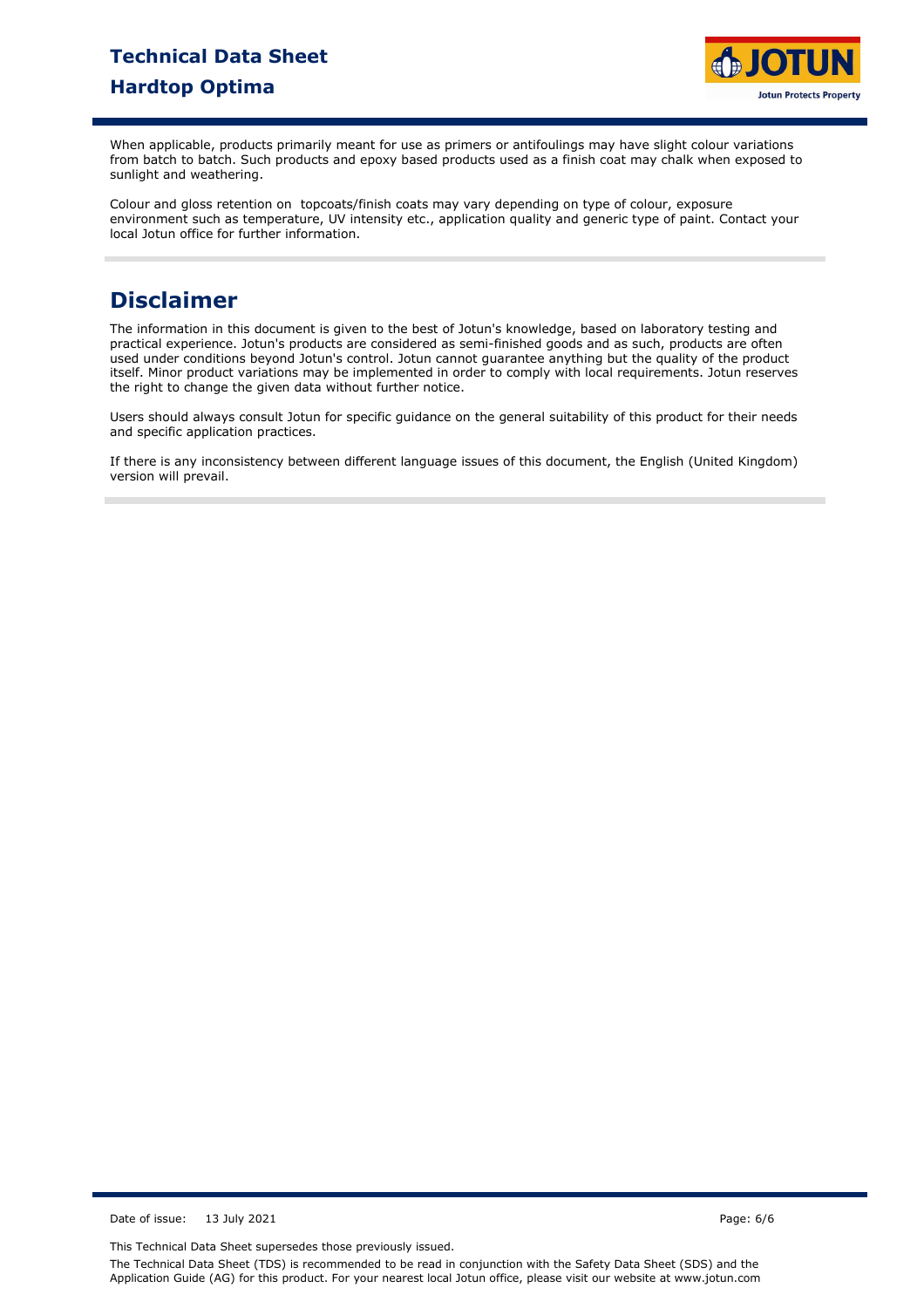When applicable, products primarily meant for use as primers or antifoulings may have slight colour variations from batch to batch. Such products and epoxy based products used as a finish coat may chalk when exposed to sunlight and weathering.

Colour and gloss retention on  topcoats/finish coats may vary depending on type of colour, exposure environment such as temperature, UV intensity etc., application quality and generic type of paint. Contact your local Jotun office for further information.

## Disclaimer

The information in this document is given to the best of Jotun's knowledge, based on laboratory testing and practical experience. Jotun's products are considered as semi-finished goods and as such, products are often used under conditions beyond Jotun's control. Jotun cannot guarantee anything but the quality of the product itself. Minor product variations may be implemented in order to comply with local requirements. Jotun reserves the right to change the given data without further notice.

Users should always consult Jotun for specific guidance on the general suitability of this product for their needs and specific application practices.

If there is any inconsistency between different language issues of this document, the English (United Kingdom) version will prevail.